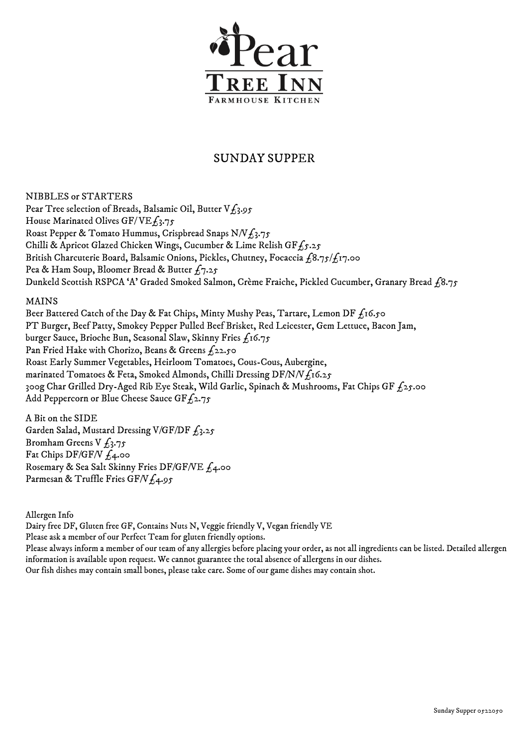# Pear Tree Inn

Farmhouse Kitchen

## SUNDAY SUPPER

### NIBBLES or STARTERS

Pear Tree selection of Breads, Balsamic Oil, Butter V £3.95
House Marinated Olives GF/VE £3.75
Roast Pepper & Tomato Hummus, Crispbread Snaps N/V £3.75
Chilli & Apricot Glazed Chicken Wings, Cucumber & Lime Relish GF £5.25
British Charcuterie Board, Balsamic Onions, Pickles, Chutney, Focaccia £8.75/£17.00
Pea & Ham Soup, Bloomer Bread & Butter £7.25
Dunkeld Scottish RSPCA 'A' Graded Smoked Salmon, Crème Fraiche, Pickled Cucumber, Granary Bread £8.75

### MAINS

Beer Battered Catch of the Day & Fat Chips, Minty Mushy Peas, Tartare, Lemon DF £16.50
PT Burger, Beef Patty, Smokey Pepper Pulled Beef Brisket, Red Leicester, Gem Lettuce, Bacon Jam, burger Sauce, Brioche Bun, Seasonal Slaw, Skinny Fries £16.75
Pan Fried Hake with Chorizo, Beans & Greens £22.50
Roast Early Summer Vegetables, Heirloom Tomatoes, Cous-Cous, Aubergine, marinated Tomatoes & Feta, Smoked Almonds, Chilli Dressing DF/N/V £16.25
300g Char Grilled Dry-Aged Rib Eye Steak, Wild Garlic, Spinach & Mushrooms, Fat Chips GF £25.00
Add Peppercorn or Blue Cheese Sauce GF £2.75

### A Bit on the SIDE

Garden Salad, Mustard Dressing V/GF/DF £3.25
Bromham Greens V £3.75
Fat Chips DF/GF/V £4.00
Rosemary & Sea Salt Skinny Fries DF/GF/VE £4.00
Parmesan & Truffle Fries GF/V £4.95

Allergen Info
Dairy free DF, Gluten free GF, Contains Nuts N, Veggie friendly V, Vegan friendly VE
Please ask a member of our Perfect Team for gluten friendly options.
Please always inform a member of our team of any allergies before placing your order, as not all ingredients can be listed. Detailed allergen information is available upon request. We cannot guarantee the total absence of allergens in our dishes.
Our fish dishes may contain small bones, please take care. Some of our game dishes may contain shot.

Sunday Supper 0522050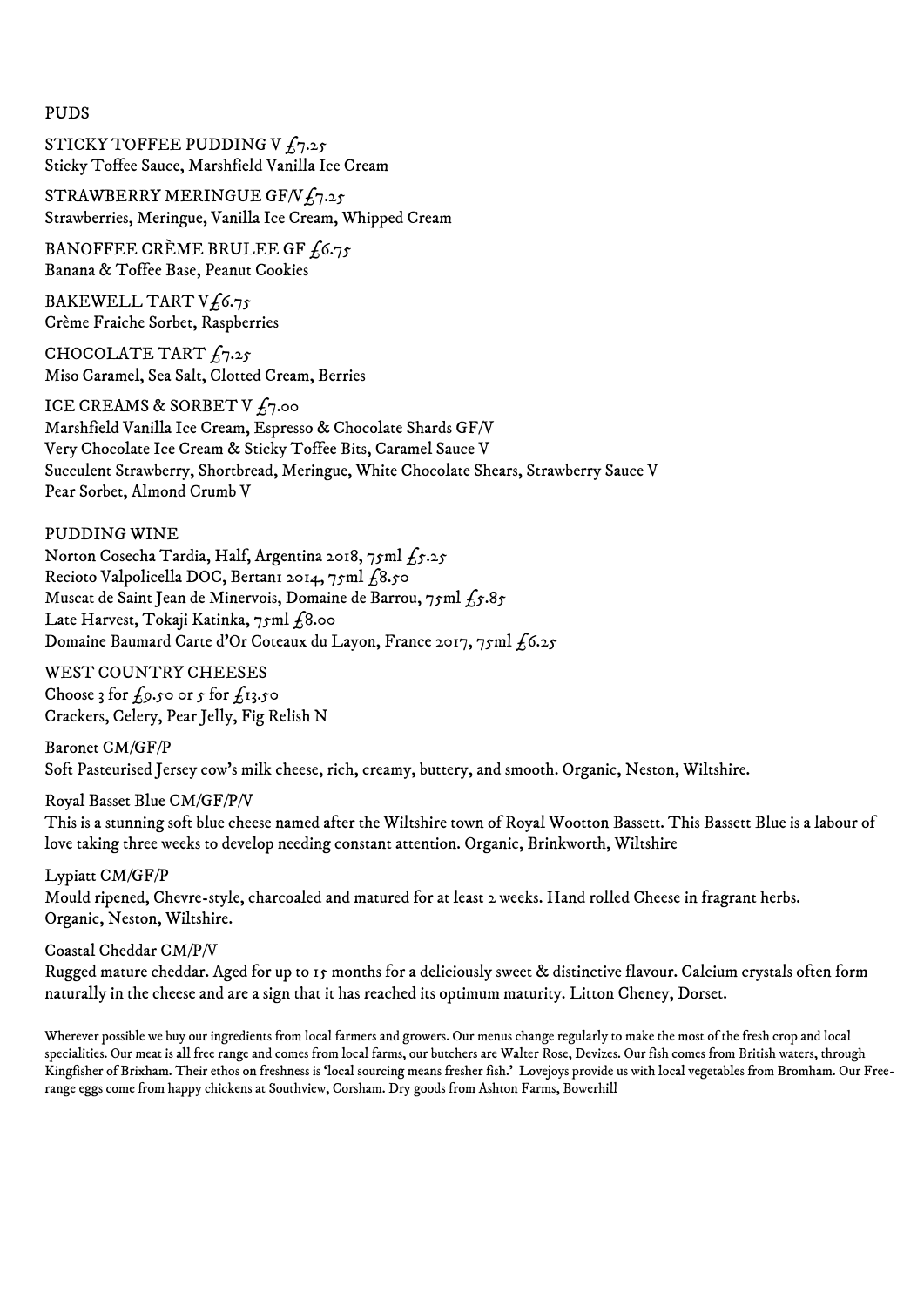## PUDS

STICKY TOFFEE PUDDING V £7.25
Sticky Toffee Sauce, Marshfield Vanilla Ice Cream

STRAWBERRY MERINGUE GF/V £7.25
Strawberries, Meringue, Vanilla Ice Cream, Whipped Cream

BANOFFEE CRÈME BRULEE GF £6.75
Banana & Toffee Base, Peanut Cookies

BAKEWELL TART V £6.75
Crème Fraiche Sorbet, Raspberries

CHOCOLATE TART £7.25
Miso Caramel, Sea Salt, Clotted Cream, Berries

ICE CREAMS & SORBET V £7.00
Marshfield Vanilla Ice Cream, Espresso & Chocolate Shards GF/V
Very Chocolate Ice Cream & Sticky Toffee Bits, Caramel Sauce V
Succulent Strawberry, Shortbread, Meringue, White Chocolate Shears, Strawberry Sauce V
Pear Sorbet, Almond Crumb V

## PUDDING WINE

Norton Cosecha Tardia, Half, Argentina 2018, 75ml £5.25
Recioto Valpolicella DOC, Bertani 2014, 75ml £8.50
Muscat de Saint Jean de Minervois, Domaine de Barrou, 75ml £5.85
Late Harvest, Tokaji Katinka, 75ml £8.00
Domaine Baumard Carte d'Or Coteaux du Layon, France 2017, 75ml £6.25

## WEST COUNTRY CHEESES

Choose 3 for £9.50 or 5 for £13.50
Crackers, Celery, Pear Jelly, Fig Relish N

Baronet CM/GF/P
Soft Pasteurised Jersey cow's milk cheese, rich, creamy, buttery, and smooth. Organic, Neston, Wiltshire.

Royal Basset Blue CM/GF/P/V
This is a stunning soft blue cheese named after the Wiltshire town of Royal Wootton Bassett. This Bassett Blue is a labour of love taking three weeks to develop needing constant attention. Organic, Brinkworth, Wiltshire

Lypiatt CM/GF/P
Mould ripened, Chevre-style, charcoaled and matured for at least 2 weeks. Hand rolled Cheese in fragrant herbs. Organic, Neston, Wiltshire.

Coastal Cheddar CM/P/V
Rugged mature cheddar. Aged for up to 15 months for a deliciously sweet & distinctive flavour. Calcium crystals often form naturally in the cheese and are a sign that it has reached its optimum maturity. Litton Cheney, Dorset.

Wherever possible we buy our ingredients from local farmers and growers. Our menus change regularly to make the most of the fresh crop and local specialities. Our meat is all free range and comes from local farms, our butchers are Walter Rose, Devizes. Our fish comes from British waters, through Kingfisher of Brixham. Their ethos on freshness is 'local sourcing means fresher fish.' Lovejoys provide us with local vegetables from Bromham. Our Free-range eggs come from happy chickens at Southview, Corsham. Dry goods from Ashton Farms, Bowerhill